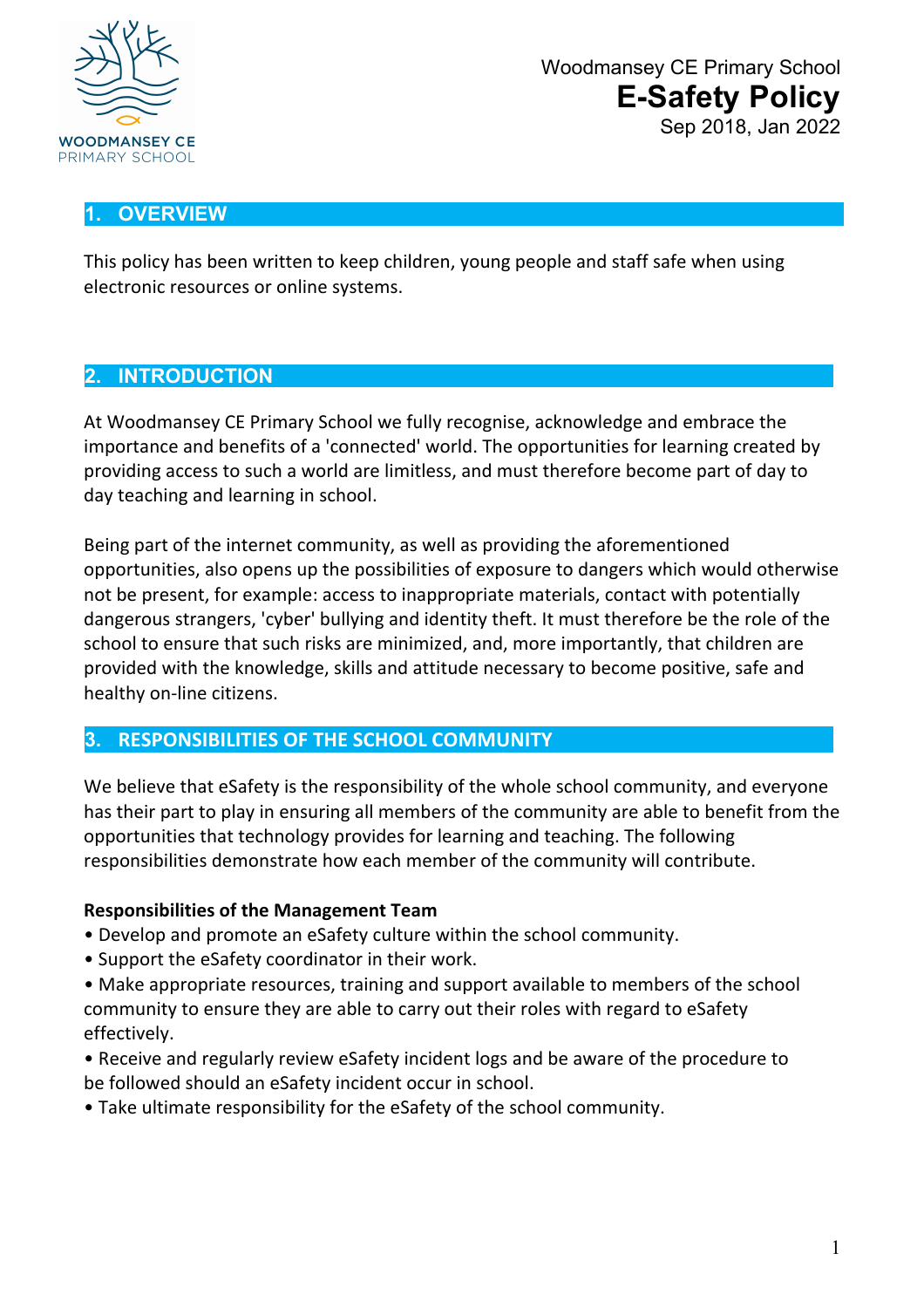Woodmansey CE Primary School

# E-Safety Policy

Sep 2018, Jan 2022

## 1. OVERVIEW

This policy has been written to keep children, young people and staff safe when using electronic resources or online systems.

## 2. INTRODUCTION

At Woodmansey CE Primary School we fully recognise, acknowledge and embrace the importance and benefits of a 'connected' world. The opportunities for learning created by providing access to such a world are limitless, and must therefore become part of day to day teaching and learning in school.

Being part of the internet community, as well as providing the aforementioned opportunities, also opens up the possibilities of exposure to dangers which would otherwise not be present, for example: access to inappropriate materials, contact with potentially dangerous strangers, 'cyber' bullying and identity theft. It must therefore be the role of the school to ensure that such risks are minimized, and, more importantly, that children are provided with the knowledge, skills and attitude necessary to become positive, safe and healthy on-line citizens.

## 3. RESPONSIBILITIES OF THE SCHOOL COMMUNITY

We believe that eSafety is the responsibility of the whole school community, and everyone has their part to play in ensuring all members of the community are able to benefit from the opportunities that technology provides for learning and teaching. The following responsibilities demonstrate how each member of the community will contribute.

**Responsibilities of the Management Team**

- Develop and promote an eSafety culture within the school community.
- Support the eSafety coordinator in their work.
- Make appropriate resources, training and support available to members of the school community to ensure they are able to carry out their roles with regard to eSafety effectively.
- Receive and regularly review eSafety incident logs and be aware of the procedure to be followed should an eSafety incident occur in school.
- Take ultimate responsibility for the eSafety of the school community.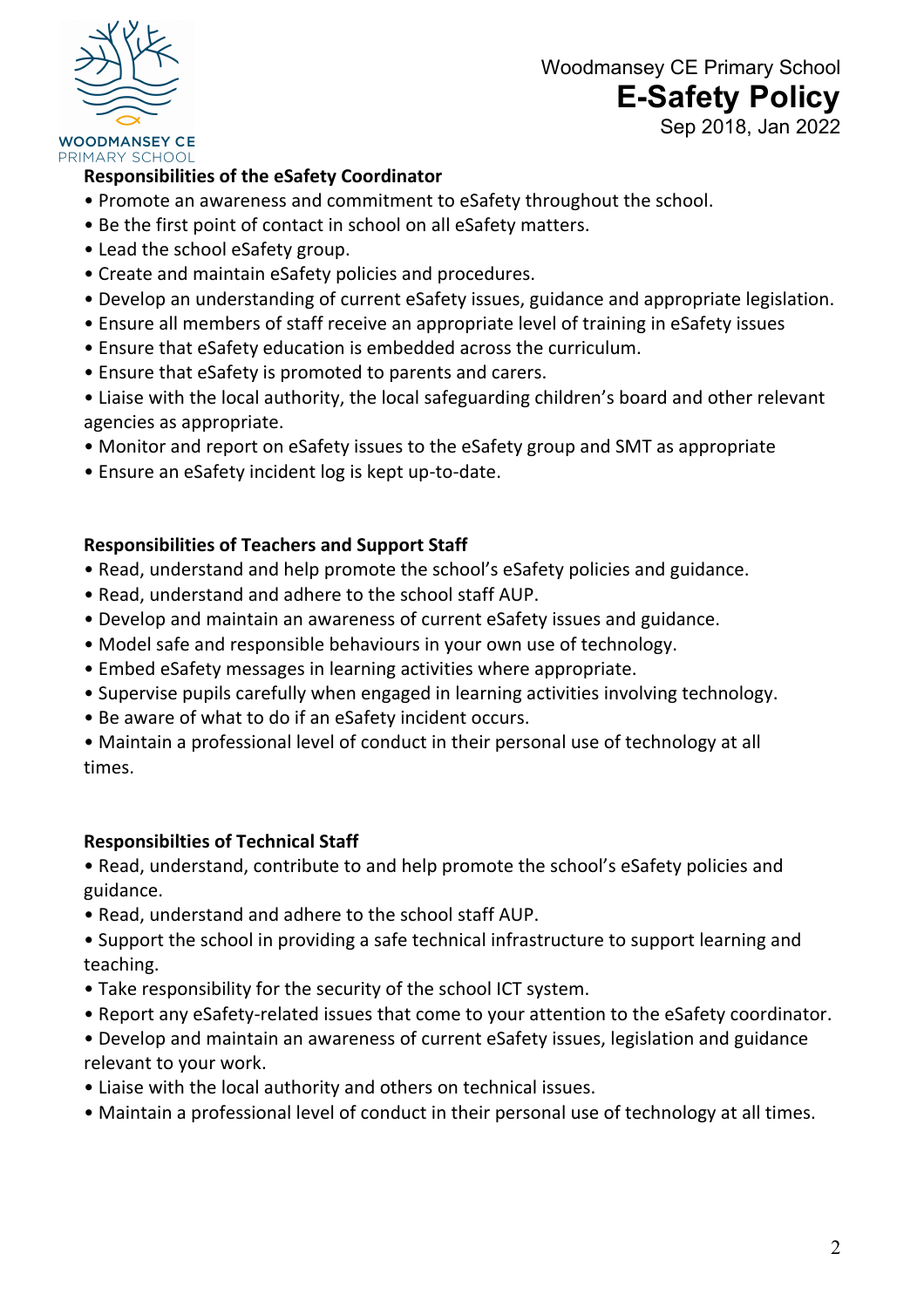**Responsibilities of the eSafety Coordinator**

- Promote an awareness and commitment to eSafety throughout the school.
- Be the first point of contact in school on all eSafety matters.
- Lead the school eSafety group.
- Create and maintain eSafety policies and procedures.
- Develop an understanding of current eSafety issues, guidance and appropriate legislation.
- Ensure all members of staff receive an appropriate level of training in eSafety issues
- Ensure that eSafety education is embedded across the curriculum.
- Ensure that eSafety is promoted to parents and carers.
- Liaise with the local authority, the local safeguarding children's board and other relevant agencies as appropriate.
- Monitor and report on eSafety issues to the eSafety group and SMT as appropriate
- Ensure an eSafety incident log is kept up-to-date.

**Responsibilities of Teachers and Support Staff**

- Read, understand and help promote the school's eSafety policies and guidance.
- Read, understand and adhere to the school staff AUP.
- Develop and maintain an awareness of current eSafety issues and guidance.
- Model safe and responsible behaviours in your own use of technology.
- Embed eSafety messages in learning activities where appropriate.
- Supervise pupils carefully when engaged in learning activities involving technology.
- Be aware of what to do if an eSafety incident occurs.
- Maintain a professional level of conduct in their personal use of technology at all times.

**Responsibilties of Technical Staff**

- Read, understand, contribute to and help promote the school's eSafety policies and guidance.
- Read, understand and adhere to the school staff AUP.
- Support the school in providing a safe technical infrastructure to support learning and teaching.
- Take responsibility for the security of the school ICT system.
- Report any eSafety-related issues that come to your attention to the eSafety coordinator.
- Develop and maintain an awareness of current eSafety issues, legislation and guidance relevant to your work.
- Liaise with the local authority and others on technical issues.
- Maintain a professional level of conduct in their personal use of technology at all times.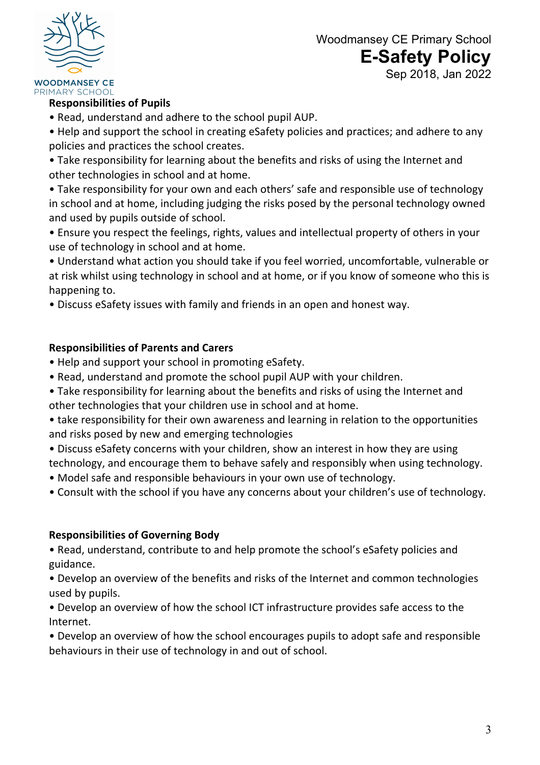**Responsibilities of Pupils**

- Read, understand and adhere to the school pupil AUP.
- Help and support the school in creating eSafety policies and practices; and adhere to any policies and practices the school creates.
- Take responsibility for learning about the benefits and risks of using the Internet and other technologies in school and at home.
- Take responsibility for your own and each others' safe and responsible use of technology in school and at home, including judging the risks posed by the personal technology owned and used by pupils outside of school.
- Ensure you respect the feelings, rights, values and intellectual property of others in your use of technology in school and at home.
- Understand what action you should take if you feel worried, uncomfortable, vulnerable or at risk whilst using technology in school and at home, or if you know of someone who this is happening to.
- Discuss eSafety issues with family and friends in an open and honest way.

**Responsibilities of Parents and Carers**

- Help and support your school in promoting eSafety.
- Read, understand and promote the school pupil AUP with your children.
- Take responsibility for learning about the benefits and risks of using the Internet and other technologies that your children use in school and at home.
- take responsibility for their own awareness and learning in relation to the opportunities and risks posed by new and emerging technologies
- Discuss eSafety concerns with your children, show an interest in how they are using technology, and encourage them to behave safely and responsibly when using technology.
- Model safe and responsible behaviours in your own use of technology.
- Consult with the school if you have any concerns about your children's use of technology.

**Responsibilities of Governing Body**

- Read, understand, contribute to and help promote the school's eSafety policies and guidance.
- Develop an overview of the benefits and risks of the Internet and common technologies used by pupils.
- Develop an overview of how the school ICT infrastructure provides safe access to the Internet.
- Develop an overview of how the school encourages pupils to adopt safe and responsible behaviours in their use of technology in and out of school.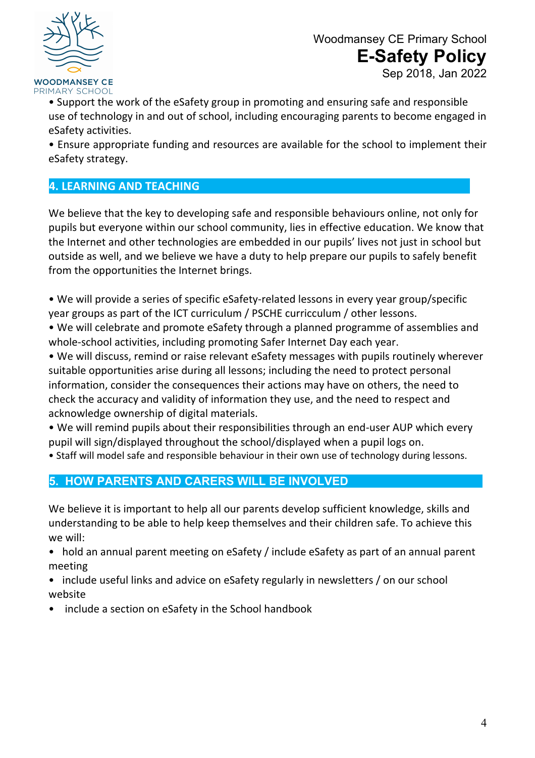- Support the work of the eSafety group in promoting and ensuring safe and responsible use of technology in and out of school, including encouraging parents to become engaged in eSafety activities.
- Ensure appropriate funding and resources are available for the school to implement their eSafety strategy.

## 4. LEARNING AND TEACHING

We believe that the key to developing safe and responsible behaviours online, not only for pupils but everyone within our school community, lies in effective education. We know that the Internet and other technologies are embedded in our pupils' lives not just in school but outside as well, and we believe we have a duty to help prepare our pupils to safely benefit from the opportunities the Internet brings.

- We will provide a series of specific eSafety-related lessons in every year group/specific year groups as part of the ICT curriculum / PSCHE curricculum / other lessons.
- We will celebrate and promote eSafety through a planned programme of assemblies and whole-school activities, including promoting Safer Internet Day each year.
- We will discuss, remind or raise relevant eSafety messages with pupils routinely wherever suitable opportunities arise during all lessons; including the need to protect personal information, consider the consequences their actions may have on others, the need to check the accuracy and validity of information they use, and the need to respect and acknowledge ownership of digital materials.
- We will remind pupils about their responsibilities through an end-user AUP which every pupil will sign/displayed throughout the school/displayed when a pupil logs on.
- Staff will model safe and responsible behaviour in their own use of technology during lessons.

## 5. HOW PARENTS AND CARERS WILL BE INVOLVED

We believe it is important to help all our parents develop sufficient knowledge, skills and understanding to be able to help keep themselves and their children safe. To achieve this we will:

- hold an annual parent meeting on eSafety / include eSafety as part of an annual parent meeting
- include useful links and advice on eSafety regularly in newsletters / on our school website
- include a section on eSafety in the School handbook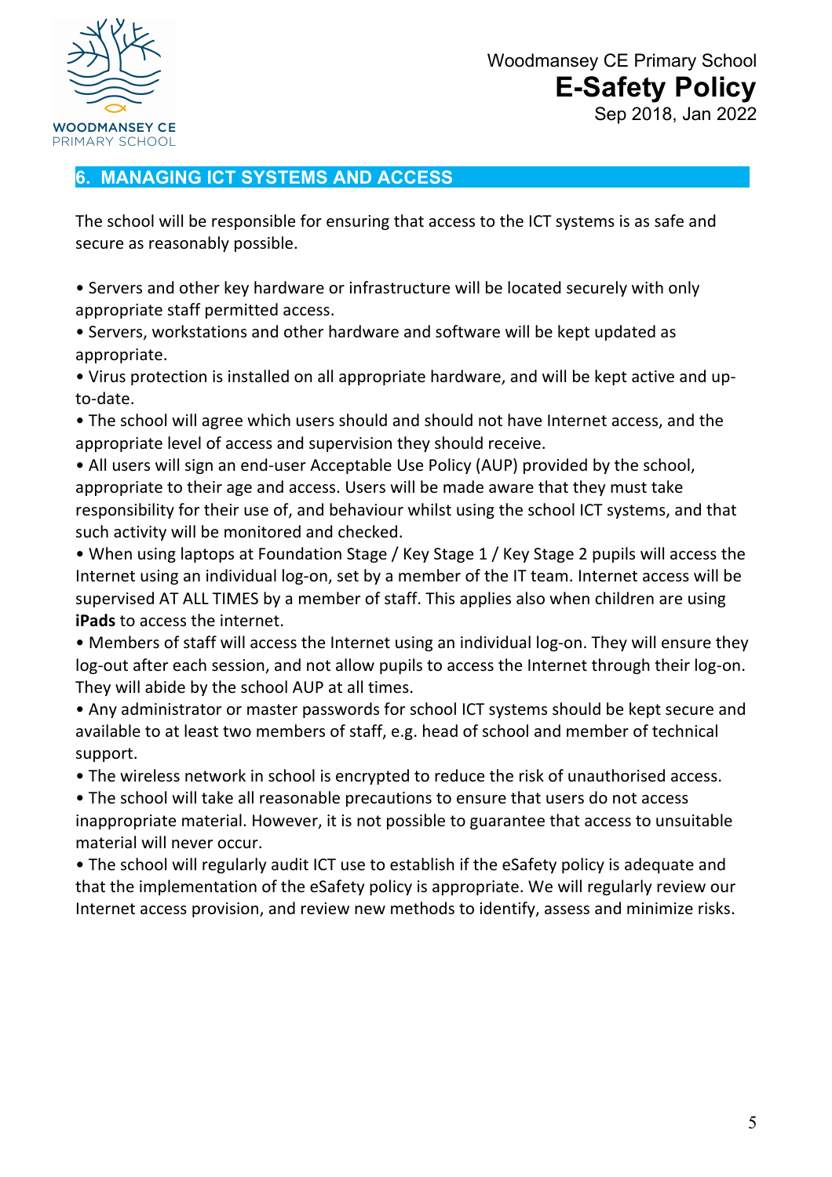## 6. MANAGING ICT SYSTEMS AND ACCESS

The school will be responsible for ensuring that access to the ICT systems is as safe and secure as reasonably possible.

- Servers and other key hardware or infrastructure will be located securely with only appropriate staff permitted access.
- Servers, workstations and other hardware and software will be kept updated as appropriate.
- Virus protection is installed on all appropriate hardware, and will be kept active and up-to-date.
- The school will agree which users should and should not have Internet access, and the appropriate level of access and supervision they should receive.
- All users will sign an end-user Acceptable Use Policy (AUP) provided by the school, appropriate to their age and access. Users will be made aware that they must take responsibility for their use of, and behaviour whilst using the school ICT systems, and that such activity will be monitored and checked.
- When using laptops at Foundation Stage / Key Stage 1 / Key Stage 2 pupils will access the Internet using an individual log-on, set by a member of the IT team. Internet access will be supervised AT ALL TIMES by a member of staff. This applies also when children are using **iPads** to access the internet.
- Members of staff will access the Internet using an individual log-on. They will ensure they log-out after each session, and not allow pupils to access the Internet through their log-on. They will abide by the school AUP at all times.
- Any administrator or master passwords for school ICT systems should be kept secure and available to at least two members of staff, e.g. head of school and member of technical support.
- The wireless network in school is encrypted to reduce the risk of unauthorised access.
- The school will take all reasonable precautions to ensure that users do not access inappropriate material. However, it is not possible to guarantee that access to unsuitable material will never occur.
- The school will regularly audit ICT use to establish if the eSafety policy is adequate and that the implementation of the eSafety policy is appropriate. We will regularly review our Internet access provision, and review new methods to identify, assess and minimize risks.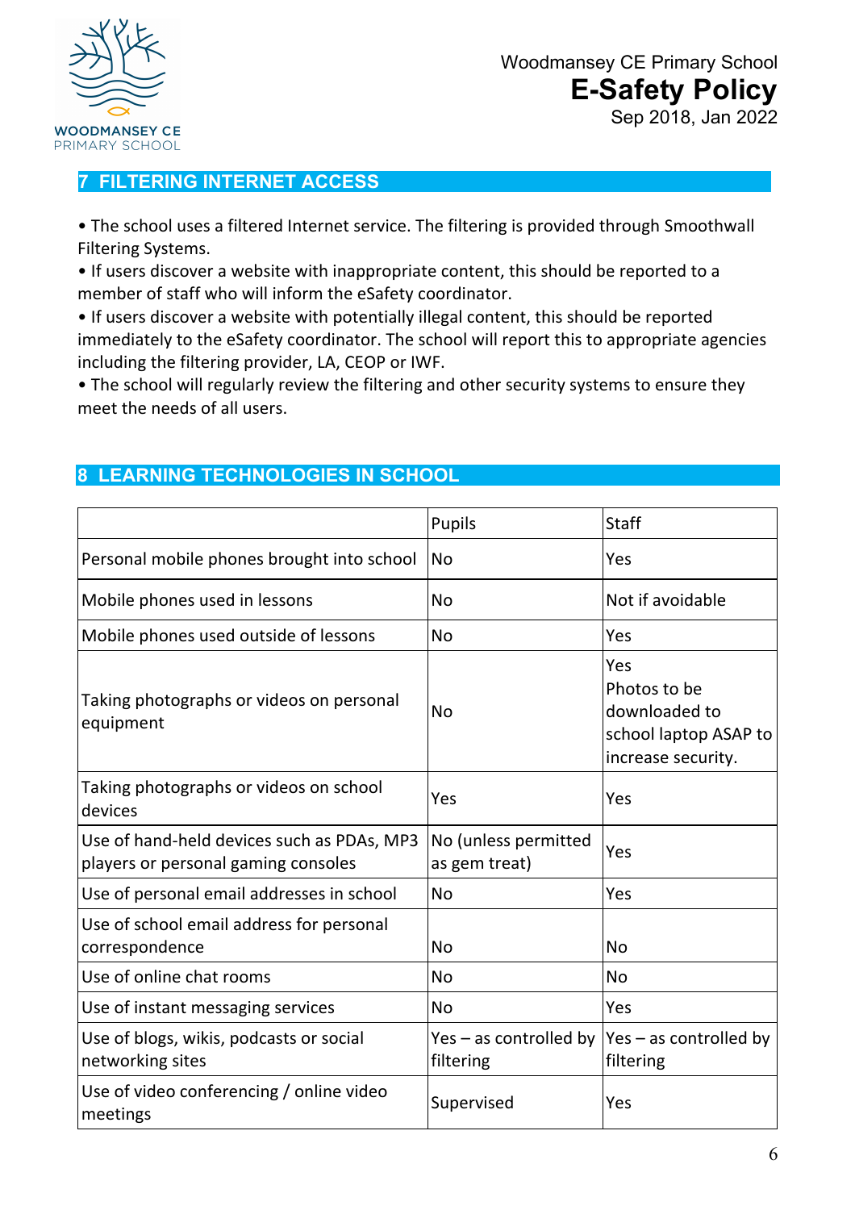## 7 FILTERING INTERNET ACCESS

• The school uses a filtered Internet service. The filtering is provided through Smoothwall Filtering Systems.
• If users discover a website with inappropriate content, this should be reported to a member of staff who will inform the eSafety coordinator.
• If users discover a website with potentially illegal content, this should be reported immediately to the eSafety coordinator. The school will report this to appropriate agencies including the filtering provider, LA, CEOP or IWF.
• The school will regularly review the filtering and other security systems to ensure they meet the needs of all users.

## 8 LEARNING TECHNOLOGIES IN SCHOOL

| | Pupils | Staff |
|---|---|---|
| Personal mobile phones brought into school | No | Yes |
| Mobile phones used in lessons | No | Not if avoidable |
| Mobile phones used outside of lessons | No | Yes |
| Taking photographs or videos on personal equipment | No | Yes<br>Photos to be downloaded to school laptop ASAP to increase security. |
| Taking photographs or videos on school devices | Yes | Yes |
| Use of hand-held devices such as PDAs, MP3 players or personal gaming consoles | No (unless permitted as gem treat) | Yes |
| Use of personal email addresses in school | No | Yes |
| Use of school email address for personal correspondence | No | No |
| Use of online chat rooms | No | No |
| Use of instant messaging services | No | Yes |
| Use of blogs, wikis, podcasts or social networking sites | Yes – as controlled by filtering | Yes – as controlled by filtering |
| Use of video conferencing / online video meetings | Supervised | Yes |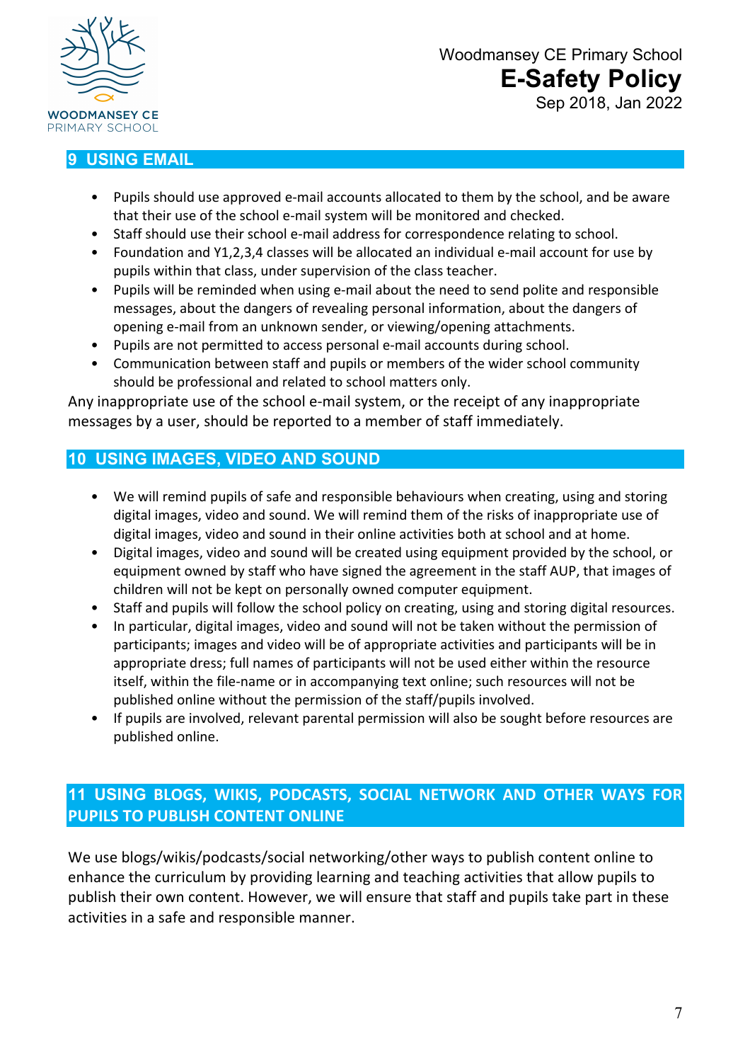## 9 USING EMAIL

- Pupils should use approved e-mail accounts allocated to them by the school, and be aware that their use of the school e-mail system will be monitored and checked.
- Staff should use their school e-mail address for correspondence relating to school.
- Foundation and Y1,2,3,4 classes will be allocated an individual e-mail account for use by pupils within that class, under supervision of the class teacher.
- Pupils will be reminded when using e-mail about the need to send polite and responsible messages, about the dangers of revealing personal information, about the dangers of opening e-mail from an unknown sender, or viewing/opening attachments.
- Pupils are not permitted to access personal e-mail accounts during school.
- Communication between staff and pupils or members of the wider school community should be professional and related to school matters only.

Any inappropriate use of the school e-mail system, or the receipt of any inappropriate messages by a user, should be reported to a member of staff immediately.

## 10 USING IMAGES, VIDEO AND SOUND

- We will remind pupils of safe and responsible behaviours when creating, using and storing digital images, video and sound. We will remind them of the risks of inappropriate use of digital images, video and sound in their online activities both at school and at home.
- Digital images, video and sound will be created using equipment provided by the school, or equipment owned by staff who have signed the agreement in the staff AUP, that images of children will not be kept on personally owned computer equipment.
- Staff and pupils will follow the school policy on creating, using and storing digital resources.
- In particular, digital images, video and sound will not be taken without the permission of participants; images and video will be of appropriate activities and participants will be in appropriate dress; full names of participants will not be used either within the resource itself, within the file-name or in accompanying text online; such resources will not be published online without the permission of the staff/pupils involved.
- If pupils are involved, relevant parental permission will also be sought before resources are published online.

## 11 USING BLOGS, WIKIS, PODCASTS, SOCIAL NETWORK AND OTHER WAYS FOR PUPILS TO PUBLISH CONTENT ONLINE

We use blogs/wikis/podcasts/social networking/other ways to publish content online to enhance the curriculum by providing learning and teaching activities that allow pupils to publish their own content. However, we will ensure that staff and pupils take part in these activities in a safe and responsible manner.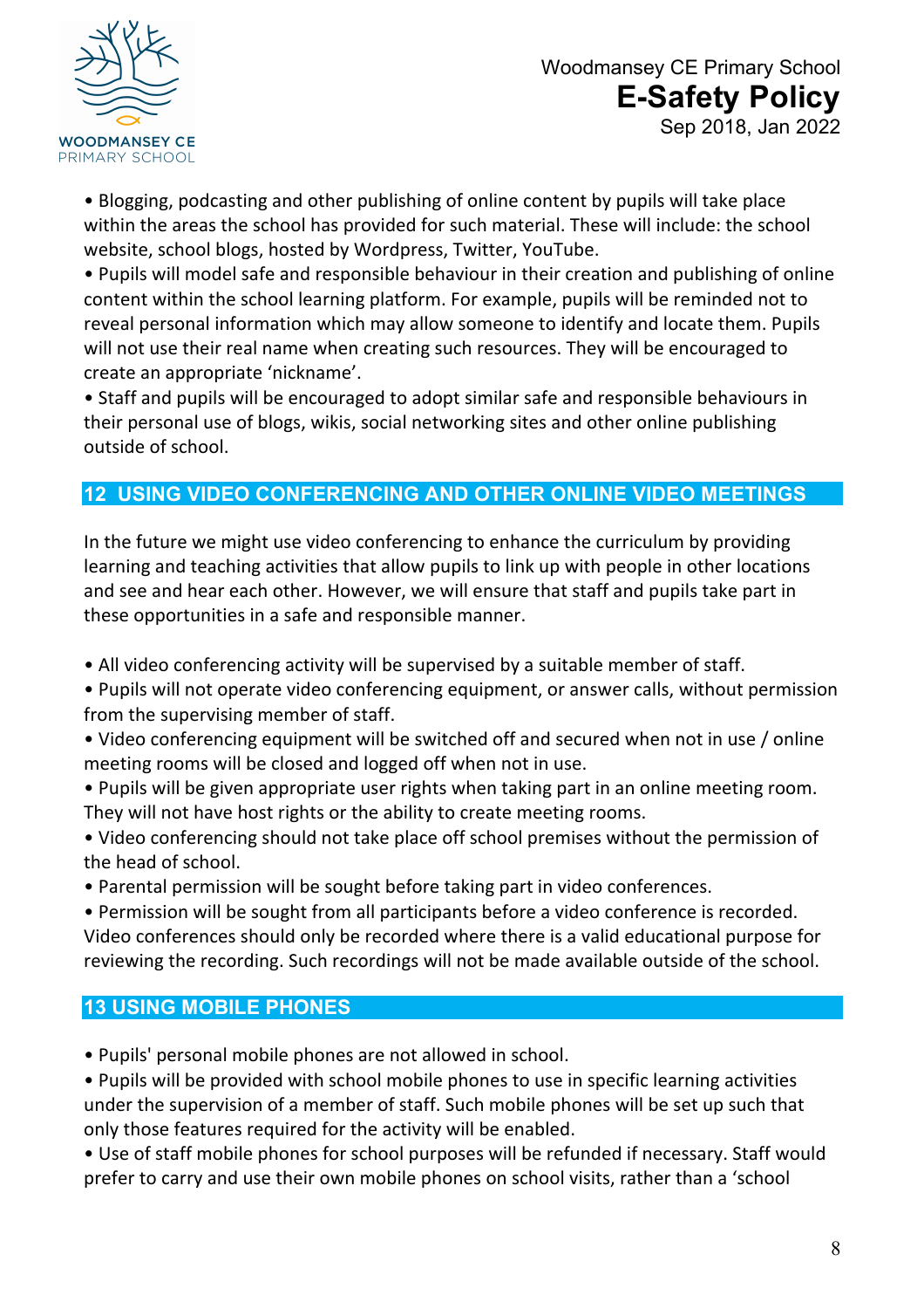• Blogging, podcasting and other publishing of online content by pupils will take place within the areas the school has provided for such material. These will include: the school website, school blogs, hosted by Wordpress, Twitter, YouTube.
• Pupils will model safe and responsible behaviour in their creation and publishing of online content within the school learning platform. For example, pupils will be reminded not to reveal personal information which may allow someone to identify and locate them. Pupils will not use their real name when creating such resources. They will be encouraged to create an appropriate 'nickname'.
• Staff and pupils will be encouraged to adopt similar safe and responsible behaviours in their personal use of blogs, wikis, social networking sites and other online publishing outside of school.

## 12 USING VIDEO CONFERENCING AND OTHER ONLINE VIDEO MEETINGS

In the future we might use video conferencing to enhance the curriculum by providing learning and teaching activities that allow pupils to link up with people in other locations and see and hear each other. However, we will ensure that staff and pupils take part in these opportunities in a safe and responsible manner.

• All video conferencing activity will be supervised by a suitable member of staff.
• Pupils will not operate video conferencing equipment, or answer calls, without permission from the supervising member of staff.
• Video conferencing equipment will be switched off and secured when not in use / online meeting rooms will be closed and logged off when not in use.
• Pupils will be given appropriate user rights when taking part in an online meeting room. They will not have host rights or the ability to create meeting rooms.
• Video conferencing should not take place off school premises without the permission of the head of school.
• Parental permission will be sought before taking part in video conferences.
• Permission will be sought from all participants before a video conference is recorded. Video conferences should only be recorded where there is a valid educational purpose for reviewing the recording. Such recordings will not be made available outside of the school.

## 13 USING MOBILE PHONES

• Pupils' personal mobile phones are not allowed in school.
• Pupils will be provided with school mobile phones to use in specific learning activities under the supervision of a member of staff. Such mobile phones will be set up such that only those features required for the activity will be enabled.
• Use of staff mobile phones for school purposes will be refunded if necessary. Staff would prefer to carry and use their own mobile phones on school visits, rather than a 'school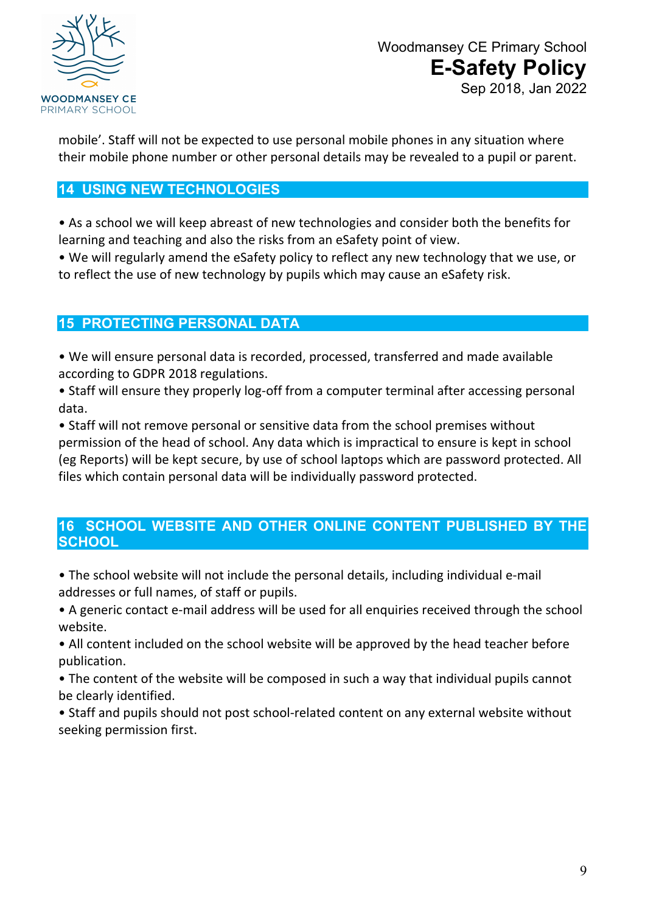mobile'. Staff will not be expected to use personal mobile phones in any situation where their mobile phone number or other personal details may be revealed to a pupil or parent.

## 14 USING NEW TECHNOLOGIES

• As a school we will keep abreast of new technologies and consider both the benefits for learning and teaching and also the risks from an eSafety point of view.
• We will regularly amend the eSafety policy to reflect any new technology that we use, or to reflect the use of new technology by pupils which may cause an eSafety risk.

## 15 PROTECTING PERSONAL DATA

• We will ensure personal data is recorded, processed, transferred and made available according to GDPR 2018 regulations.
• Staff will ensure they properly log-off from a computer terminal after accessing personal data.
• Staff will not remove personal or sensitive data from the school premises without permission of the head of school. Any data which is impractical to ensure is kept in school (eg Reports) will be kept secure, by use of school laptops which are password protected. All files which contain personal data will be individually password protected.

## 16 SCHOOL WEBSITE AND OTHER ONLINE CONTENT PUBLISHED BY THE SCHOOL

• The school website will not include the personal details, including individual e-mail addresses or full names, of staff or pupils.
• A generic contact e-mail address will be used for all enquiries received through the school website.
• All content included on the school website will be approved by the head teacher before publication.
• The content of the website will be composed in such a way that individual pupils cannot be clearly identified.
• Staff and pupils should not post school-related content on any external website without seeking permission first.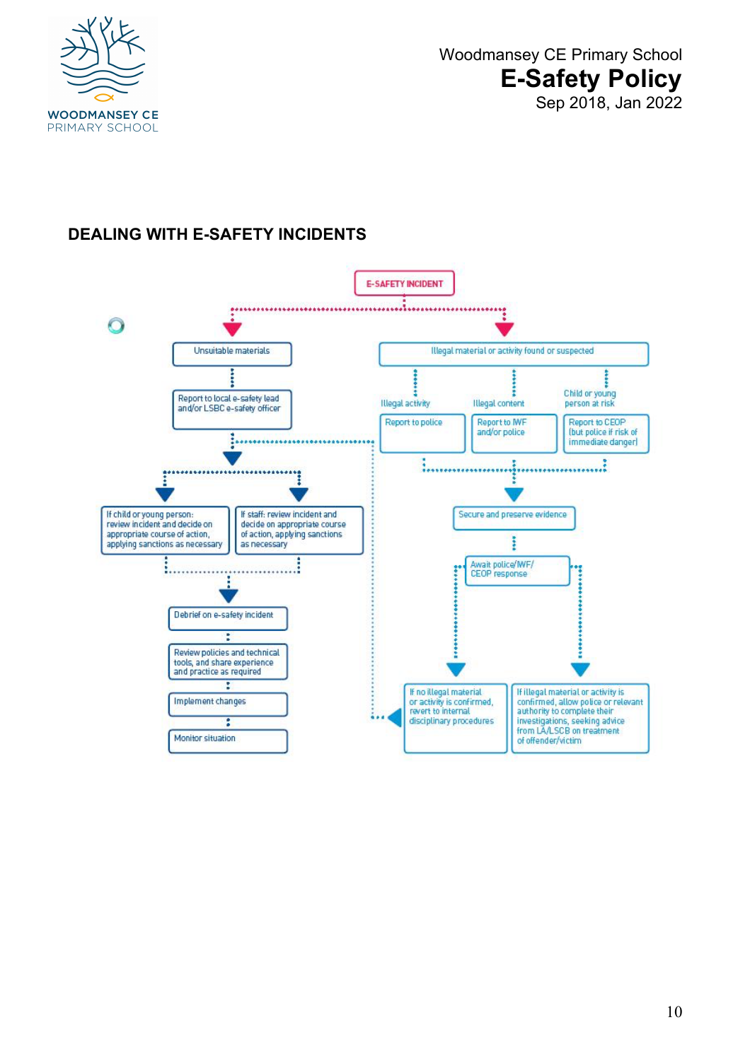## DEALING WITH E-SAFETY INCIDENTS

E-SAFETY INCIDENT

Unsuitable materials

Report to local e-safety lead and/or LSBC e-safety officer

If child or young person: review incident and decide on appropriate course of action, applying sanctions as necessary

If staff: review incident and decide on appropriate course of action, applying sanctions as necessary

Debrief on e-safety incident

Review policies and technical tools, and share experience and practice as required

Implement changes

Monitor situation

Illegal material or activity found or suspected

Illegal activity

Report to police

Illegal content

Report to IWF and/or police

Child or young person at risk

Report to CEOP (but police if risk of immediate danger)

Secure and preserve evidence

Await police/IWF/ CEOP response

If no illegal material or activity is confirmed, revert to internal disciplinary procedures

If illegal material or activity is confirmed, allow police or relevant authority to complete their investigations, seeking advice from LA/LSCB on treatment of offender/victim